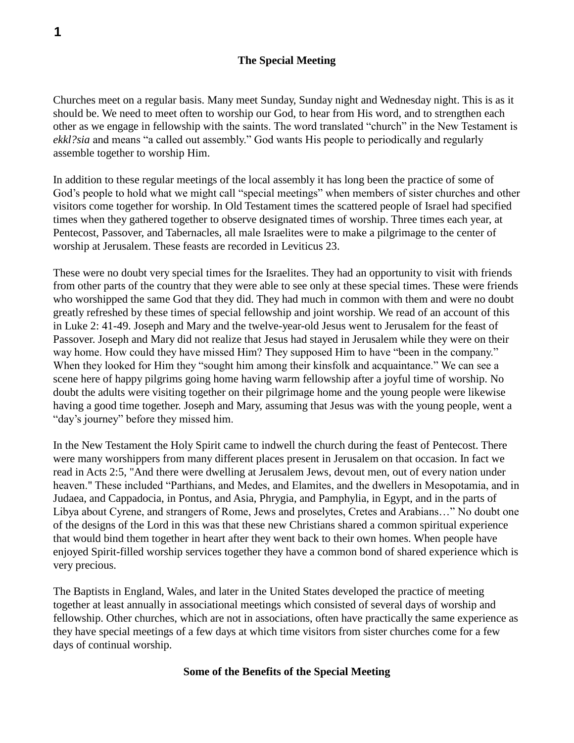## The Special Meeting

Churches meet on a regular basis. Many meet Sunday, Sunday night and Wednesday night. This is as it should be. We need to meet often to worship our God, to hear from His word, and to strengthen each other as we engage in fellowship with the saints. The word translated “church” in the New Testament is *ekkl?sia* and means “a called out assembly.” God wants His people to periodically and regularly assemble together to worship Him.

In addition to these regular meetings of the local assembly it has long been the practice of some of God’s people to hold what we might call “special meetings” when members of sister churches and other visitors come together for worship. In Old Testament times the scattered people of Israel had specified times when they gathered together to observe designated times of worship. Three times each year, at Pentecost, Passover, and Tabernacles, all male Israelites were to make a pilgrimage to the center of worship at Jerusalem. These feasts are recorded in Leviticus 23.

These were no doubt very special times for the Israelites. They had an opportunity to visit with friends from other parts of the country that they were able to see only at these special times. These were friends who worshipped the same God that they did. They had much in common with them and were no doubt greatly refreshed by these times of special fellowship and joint worship. We read of an account of this in Luke 2: 41-49. Joseph and Mary and the twelve-year-old Jesus went to Jerusalem for the feast of Passover. Joseph and Mary did not realize that Jesus had stayed in Jerusalem while they were on their way home. How could they have missed Him? They supposed Him to have “been in the company.” When they looked for Him they “sought him among their kinsfolk and acquaintance.” We can see a scene here of happy pilgrims going home having warm fellowship after a joyful time of worship. No doubt the adults were visiting together on their pilgrimage home and the young people were likewise having a good time together. Joseph and Mary, assuming that Jesus was with the young people, went a “day’s journey” before they missed him.

In the New Testament the Holy Spirit came to indwell the church during the feast of Pentecost. There were many worshippers from many different places present in Jerusalem on that occasion. In fact we read in Acts 2:5, "And there were dwelling at Jerusalem Jews, devout men, out of every nation under heaven." These included “Parthians, and Medes, and Elamites, and the dwellers in Mesopotamia, and in Judaea, and Cappadocia, in Pontus, and Asia, Phrygia, and Pamphylia, in Egypt, and in the parts of Libya about Cyrene, and strangers of Rome, Jews and proselytes, Cretes and Arabians…” No doubt one of the designs of the Lord in this was that these new Christians shared a common spiritual experience that would bind them together in heart after they went back to their own homes. When people have enjoyed Spirit-filled worship services together they have a common bond of shared experience which is very precious.

The Baptists in England, Wales, and later in the United States developed the practice of meeting together at least annually in associational meetings which consisted of several days of worship and fellowship. Other churches, which are not in associations, often have practically the same experience as they have special meetings of a few days at which time visitors from sister churches come for a few days of continual worship.

### Some of the Benefits of the Special Meeting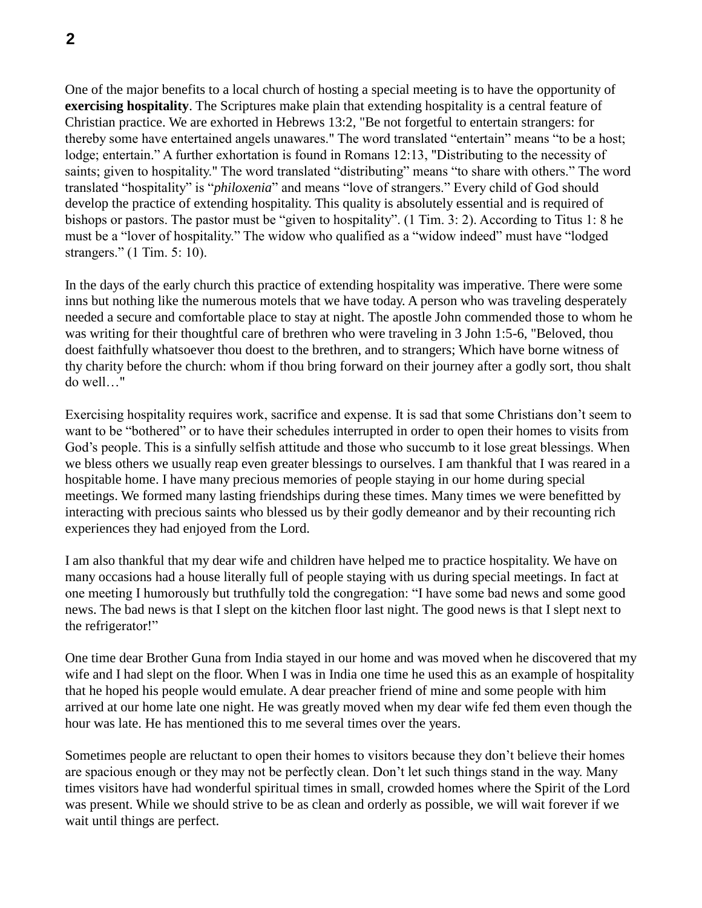One of the major benefits to a local church of hosting a special meeting is to have the opportunity of **exercising hospitality**. The Scriptures make plain that extending hospitality is a central feature of Christian practice. We are exhorted in Hebrews 13:2, "Be not forgetful to entertain strangers: for thereby some have entertained angels unawares." The word translated "entertain" means "to be a host; lodge; entertain." A further exhortation is found in Romans 12:13, "Distributing to the necessity of saints; given to hospitality." The word translated "distributing" means "to share with others." The word translated "hospitality" is "*philoxenia*" and means "love of strangers." Every child of God should develop the practice of extending hospitality. This quality is absolutely essential and is required of bishops or pastors. The pastor must be "given to hospitality". (1 Tim. 3: 2). According to Titus 1: 8 he must be a "lover of hospitality." The widow who qualified as a "widow indeed" must have "lodged strangers." (1 Tim. 5: 10).

In the days of the early church this practice of extending hospitality was imperative. There were some inns but nothing like the numerous motels that we have today. A person who was traveling desperately needed a secure and comfortable place to stay at night. The apostle John commended those to whom he was writing for their thoughtful care of brethren who were traveling in 3 John 1:5-6, "Beloved, thou doest faithfully whatsoever thou doest to the brethren, and to strangers; Which have borne witness of thy charity before the church: whom if thou bring forward on their journey after a godly sort, thou shalt do well…"

Exercising hospitality requires work, sacrifice and expense. It is sad that some Christians don't seem to want to be "bothered" or to have their schedules interrupted in order to open their homes to visits from God's people. This is a sinfully selfish attitude and those who succumb to it lose great blessings. When we bless others we usually reap even greater blessings to ourselves. I am thankful that I was reared in a hospitable home. I have many precious memories of people staying in our home during special meetings. We formed many lasting friendships during these times. Many times we were benefitted by interacting with precious saints who blessed us by their godly demeanor and by their recounting rich experiences they had enjoyed from the Lord.

I am also thankful that my dear wife and children have helped me to practice hospitality. We have on many occasions had a house literally full of people staying with us during special meetings. In fact at one meeting I humorously but truthfully told the congregation: "I have some bad news and some good news. The bad news is that I slept on the kitchen floor last night. The good news is that I slept next to the refrigerator!"

One time dear Brother Guna from India stayed in our home and was moved when he discovered that my wife and I had slept on the floor. When I was in India one time he used this as an example of hospitality that he hoped his people would emulate. A dear preacher friend of mine and some people with him arrived at our home late one night. He was greatly moved when my dear wife fed them even though the hour was late. He has mentioned this to me several times over the years.

Sometimes people are reluctant to open their homes to visitors because they don't believe their homes are spacious enough or they may not be perfectly clean. Don't let such things stand in the way. Many times visitors have had wonderful spiritual times in small, crowded homes where the Spirit of the Lord was present. While we should strive to be as clean and orderly as possible, we will wait forever if we wait until things are perfect.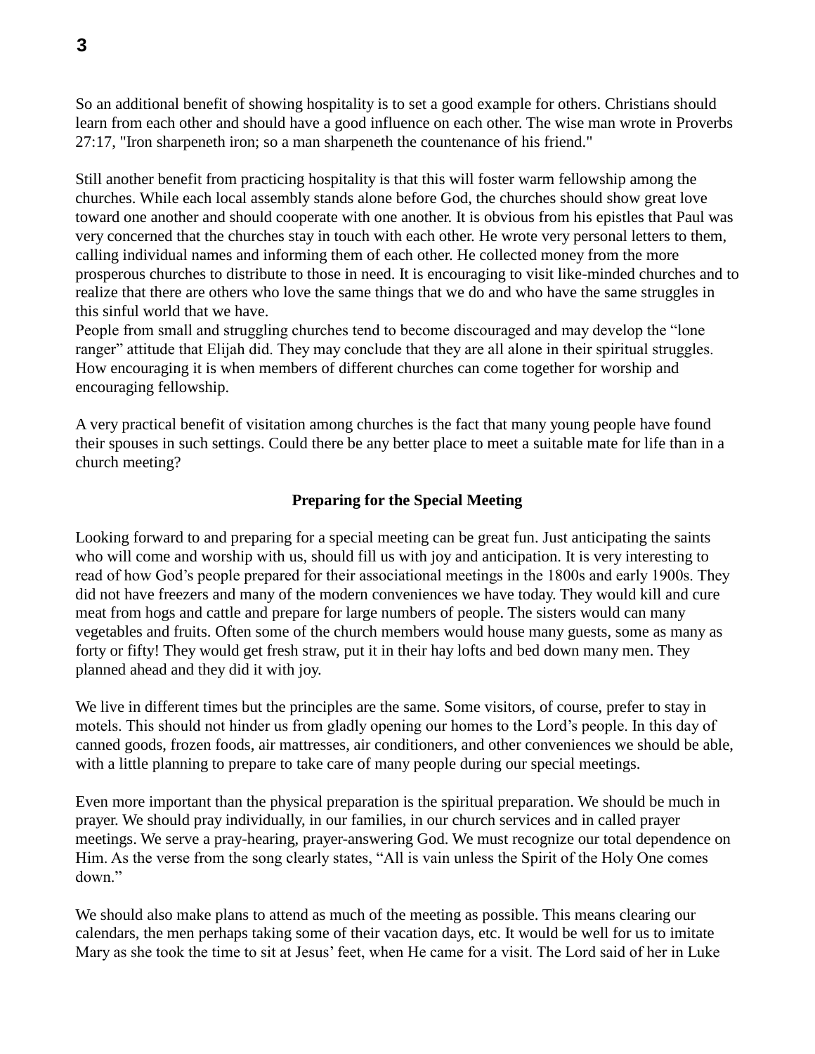So an additional benefit of showing hospitality is to set a good example for others. Christians should learn from each other and should have a good influence on each other. The wise man wrote in Proverbs 27:17, "Iron sharpeneth iron; so a man sharpeneth the countenance of his friend."

Still another benefit from practicing hospitality is that this will foster warm fellowship among the churches. While each local assembly stands alone before God, the churches should show great love toward one another and should cooperate with one another. It is obvious from his epistles that Paul was very concerned that the churches stay in touch with each other. He wrote very personal letters to them, calling individual names and informing them of each other. He collected money from the more prosperous churches to distribute to those in need. It is encouraging to visit like-minded churches and to realize that there are others who love the same things that we do and who have the same struggles in this sinful world that we have.
People from small and struggling churches tend to become discouraged and may develop the "lone ranger" attitude that Elijah did. They may conclude that they are all alone in their spiritual struggles. How encouraging it is when members of different churches can come together for worship and encouraging fellowship.

A very practical benefit of visitation among churches is the fact that many young people have found their spouses in such settings. Could there be any better place to meet a suitable mate for life than in a church meeting?

**Preparing for the Special Meeting**

Looking forward to and preparing for a special meeting can be great fun. Just anticipating the saints who will come and worship with us, should fill us with joy and anticipation. It is very interesting to read of how God's people prepared for their associational meetings in the 1800s and early 1900s. They did not have freezers and many of the modern conveniences we have today. They would kill and cure meat from hogs and cattle and prepare for large numbers of people. The sisters would can many vegetables and fruits. Often some of the church members would house many guests, some as many as forty or fifty! They would get fresh straw, put it in their hay lofts and bed down many men. They planned ahead and they did it with joy.

We live in different times but the principles are the same. Some visitors, of course, prefer to stay in motels. This should not hinder us from gladly opening our homes to the Lord's people. In this day of canned goods, frozen foods, air mattresses, air conditioners, and other conveniences we should be able, with a little planning to prepare to take care of many people during our special meetings.

Even more important than the physical preparation is the spiritual preparation. We should be much in prayer. We should pray individually, in our families, in our church services and in called prayer meetings. We serve a pray-hearing, prayer-answering God. We must recognize our total dependence on Him. As the verse from the song clearly states, "All is vain unless the Spirit of the Holy One comes down."

We should also make plans to attend as much of the meeting as possible. This means clearing our calendars, the men perhaps taking some of their vacation days, etc. It would be well for us to imitate Mary as she took the time to sit at Jesus' feet, when He came for a visit. The Lord said of her in Luke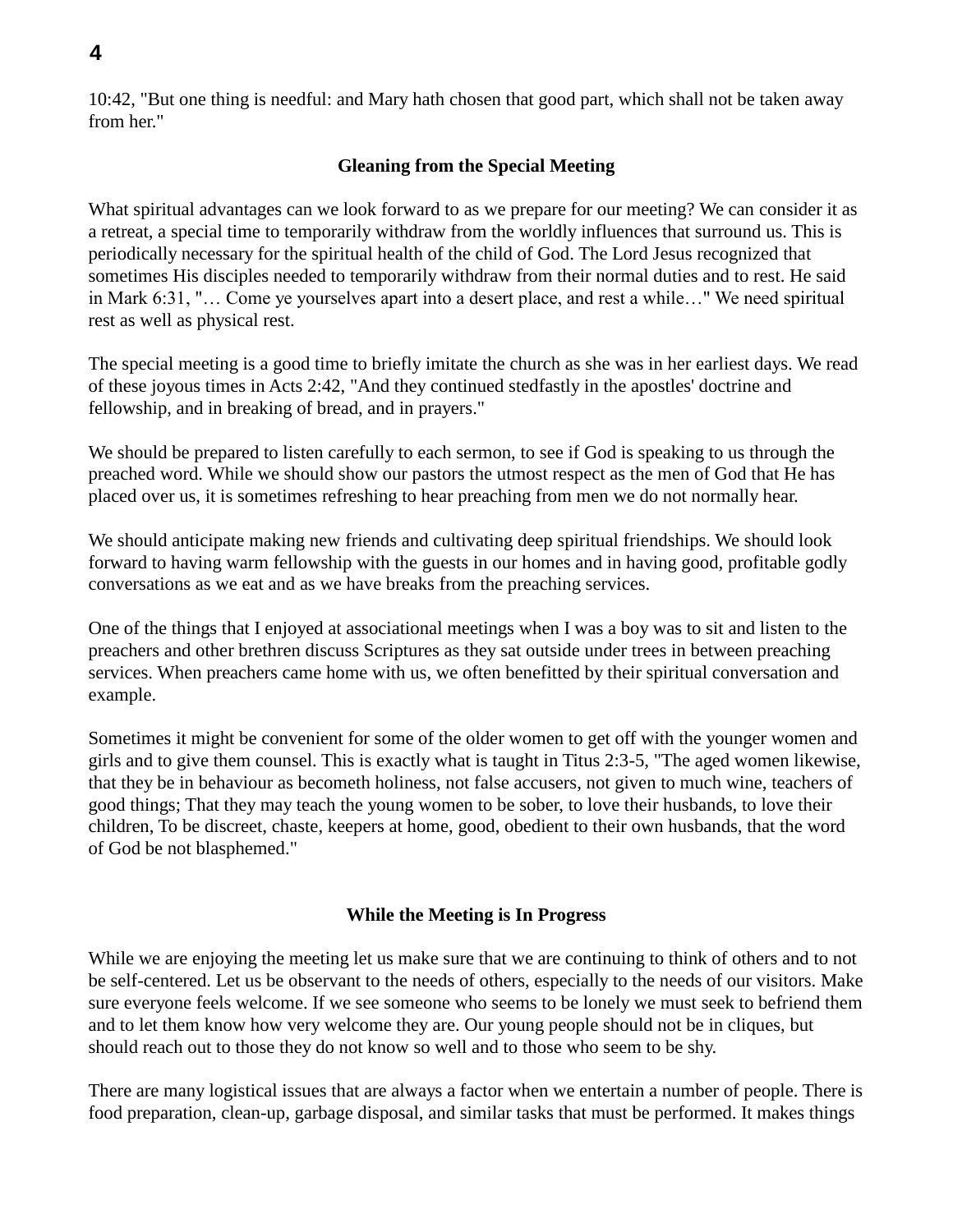10:42, "But one thing is needful: and Mary hath chosen that good part, which shall not be taken away from her."

### Gleaning from the Special Meeting

What spiritual advantages can we look forward to as we prepare for our meeting? We can consider it as a retreat, a special time to temporarily withdraw from the worldly influences that surround us. This is periodically necessary for the spiritual health of the child of God. The Lord Jesus recognized that sometimes His disciples needed to temporarily withdraw from their normal duties and to rest. He said in Mark 6:31, "… Come ye yourselves apart into a desert place, and rest a while…" We need spiritual rest as well as physical rest.

The special meeting is a good time to briefly imitate the church as she was in her earliest days. We read of these joyous times in Acts 2:42, "And they continued stedfastly in the apostles' doctrine and fellowship, and in breaking of bread, and in prayers."

We should be prepared to listen carefully to each sermon, to see if God is speaking to us through the preached word. While we should show our pastors the utmost respect as the men of God that He has placed over us, it is sometimes refreshing to hear preaching from men we do not normally hear.

We should anticipate making new friends and cultivating deep spiritual friendships. We should look forward to having warm fellowship with the guests in our homes and in having good, profitable godly conversations as we eat and as we have breaks from the preaching services.

One of the things that I enjoyed at associational meetings when I was a boy was to sit and listen to the preachers and other brethren discuss Scriptures as they sat outside under trees in between preaching services. When preachers came home with us, we often benefitted by their spiritual conversation and example.

Sometimes it might be convenient for some of the older women to get off with the younger women and girls and to give them counsel. This is exactly what is taught in Titus 2:3-5, "The aged women likewise, that they be in behaviour as becometh holiness, not false accusers, not given to much wine, teachers of good things; That they may teach the young women to be sober, to love their husbands, to love their children, To be discreet, chaste, keepers at home, good, obedient to their own husbands, that the word of God be not blasphemed."

### While the Meeting is In Progress

While we are enjoying the meeting let us make sure that we are continuing to think of others and to not be self-centered. Let us be observant to the needs of others, especially to the needs of our visitors. Make sure everyone feels welcome. If we see someone who seems to be lonely we must seek to befriend them and to let them know how very welcome they are. Our young people should not be in cliques, but should reach out to those they do not know so well and to those who seem to be shy.

There are many logistical issues that are always a factor when we entertain a number of people. There is food preparation, clean-up, garbage disposal, and similar tasks that must be performed. It makes things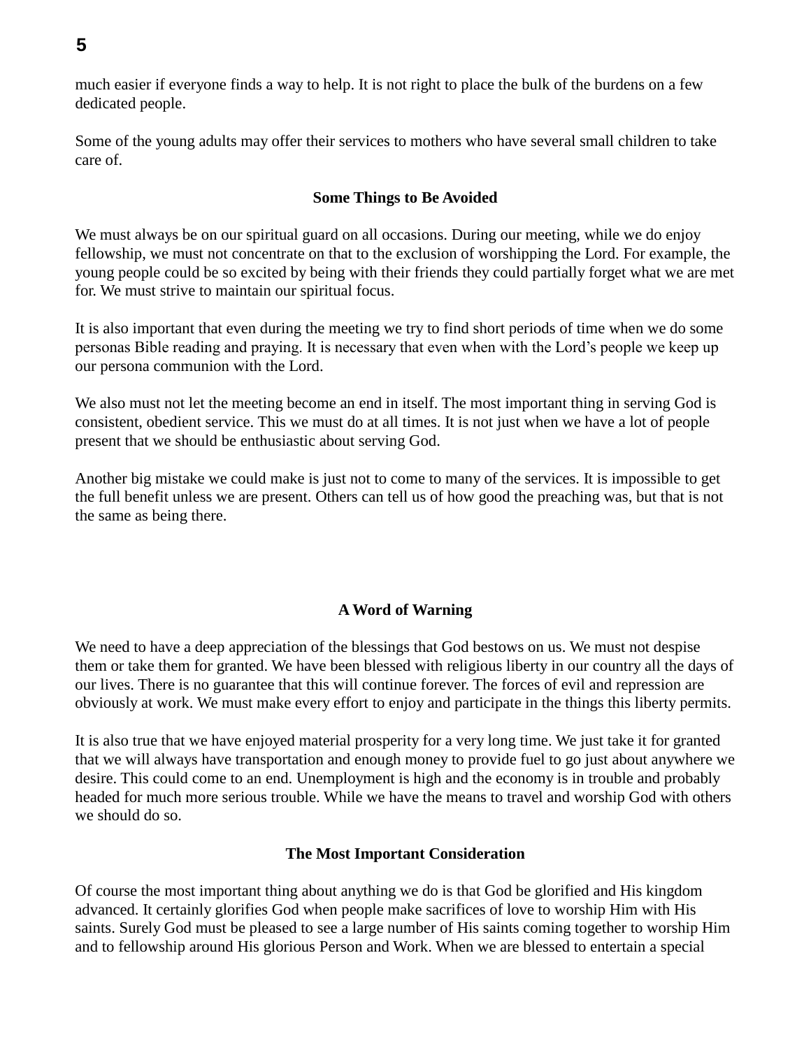much easier if everyone finds a way to help. It is not right to place the bulk of the burdens on a few dedicated people.

Some of the young adults may offer their services to mothers who have several small children to take care of.

### Some Things to Be Avoided

We must always be on our spiritual guard on all occasions. During our meeting, while we do enjoy fellowship, we must not concentrate on that to the exclusion of worshipping the Lord. For example, the young people could be so excited by being with their friends they could partially forget what we are met for. We must strive to maintain our spiritual focus.

It is also important that even during the meeting we try to find short periods of time when we do some personas Bible reading and praying. It is necessary that even when with the Lord's people we keep up our persona communion with the Lord.

We also must not let the meeting become an end in itself. The most important thing in serving God is consistent, obedient service. This we must do at all times. It is not just when we have a lot of people present that we should be enthusiastic about serving God.

Another big mistake we could make is just not to come to many of the services. It is impossible to get the full benefit unless we are present. Others can tell us of how good the preaching was, but that is not the same as being there.

### A Word of Warning

We need to have a deep appreciation of the blessings that God bestows on us. We must not despise them or take them for granted. We have been blessed with religious liberty in our country all the days of our lives. There is no guarantee that this will continue forever. The forces of evil and repression are obviously at work. We must make every effort to enjoy and participate in the things this liberty permits.

It is also true that we have enjoyed material prosperity for a very long time. We just take it for granted that we will always have transportation and enough money to provide fuel to go just about anywhere we desire. This could come to an end. Unemployment is high and the economy is in trouble and probably headed for much more serious trouble. While we have the means to travel and worship God with others we should do so.

### The Most Important Consideration

Of course the most important thing about anything we do is that God be glorified and His kingdom advanced. It certainly glorifies God when people make sacrifices of love to worship Him with His saints. Surely God must be pleased to see a large number of His saints coming together to worship Him and to fellowship around His glorious Person and Work. When we are blessed to entertain a special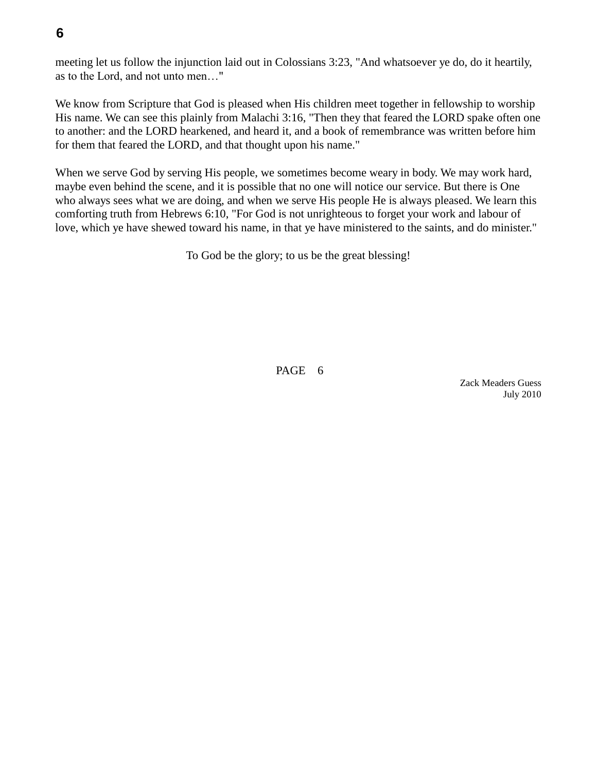meeting let us follow the injunction laid out in Colossians 3:23, "And whatsoever ye do, do it heartily, as to the Lord, and not unto men…"

We know from Scripture that God is pleased when His children meet together in fellowship to worship His name. We can see this plainly from Malachi 3:16, "Then they that feared the LORD spake often one to another: and the LORD hearkened, and heard it, and a book of remembrance was written before him for them that feared the LORD, and that thought upon his name."

When we serve God by serving His people, we sometimes become weary in body. We may work hard, maybe even behind the scene, and it is possible that no one will notice our service. But there is One who always sees what we are doing, and when we serve His people He is always pleased. We learn this comforting truth from Hebrews 6:10, "For God is not unrighteous to forget your work and labour of love, which ye have shewed toward his name, in that ye have ministered to the saints, and do minister."

To God be the glory; to us be the great blessing!

Zack Meaders Guess
July 2010